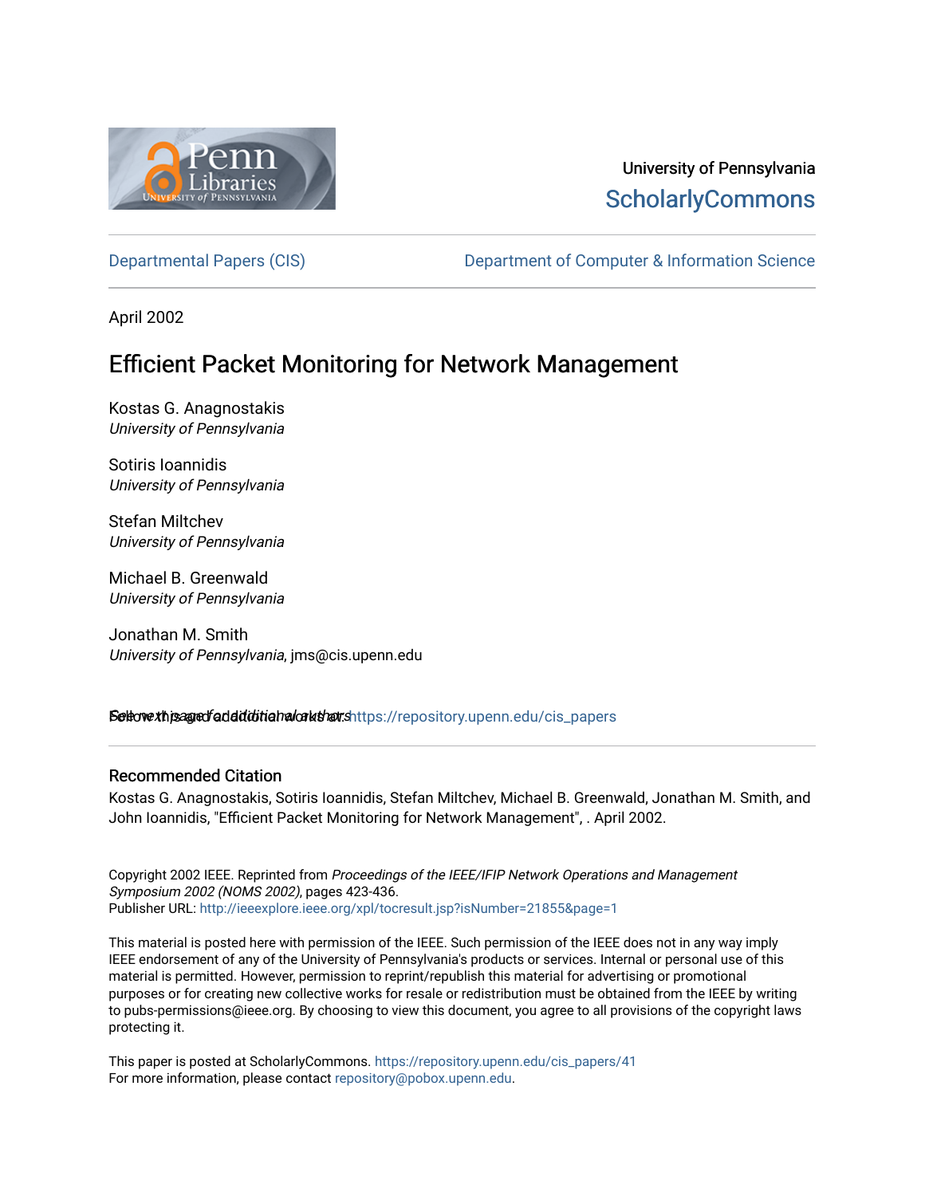University of Pennsylvania
**ScholarlyCommons**

Departmental Papers (CIS) | Department of Computer & Information Science

April 2002

# Efficient Packet Monitoring for Network Management

Kostas G. Anagnostakis
*University of Pennsylvania*

Sotiris Ioannidis
*University of Pennsylvania*

Stefan Miltchev
*University of Pennsylvania*

Michael B. Greenwald
*University of Pennsylvania*

Jonathan M. Smith
*University of Pennsylvania*, jms@cis.upenn.edu

See next page for additional authors

Follow this and additional works at: https://repository.upenn.edu/cis_papers

### Recommended Citation

Kostas G. Anagnostakis, Sotiris Ioannidis, Stefan Miltchev, Michael B. Greenwald, Jonathan M. Smith, and John Ioannidis, "Efficient Packet Monitoring for Network Management", . April 2002.

Copyright 2002 IEEE. Reprinted from *Proceedings of the IEEE/IFIP Network Operations and Management Symposium 2002 (NOMS 2002),* pages 423-436.
Publisher URL: http://ieeexplore.ieee.org/xpl/tocresult.jsp?isNumber=21855&page=1

This material is posted here with permission of the IEEE. Such permission of the IEEE does not in any way imply IEEE endorsement of any of the University of Pennsylvania's products or services. Internal or personal use of this material is permitted. However, permission to reprint/republish this material for advertising or promotional purposes or for creating new collective works for resale or redistribution must be obtained from the IEEE by writing to pubs-permissions@ieee.org. By choosing to view this document, you agree to all provisions of the copyright laws protecting it.

This paper is posted at ScholarlyCommons. https://repository.upenn.edu/cis_papers/41
For more information, please contact repository@pobox.upenn.edu.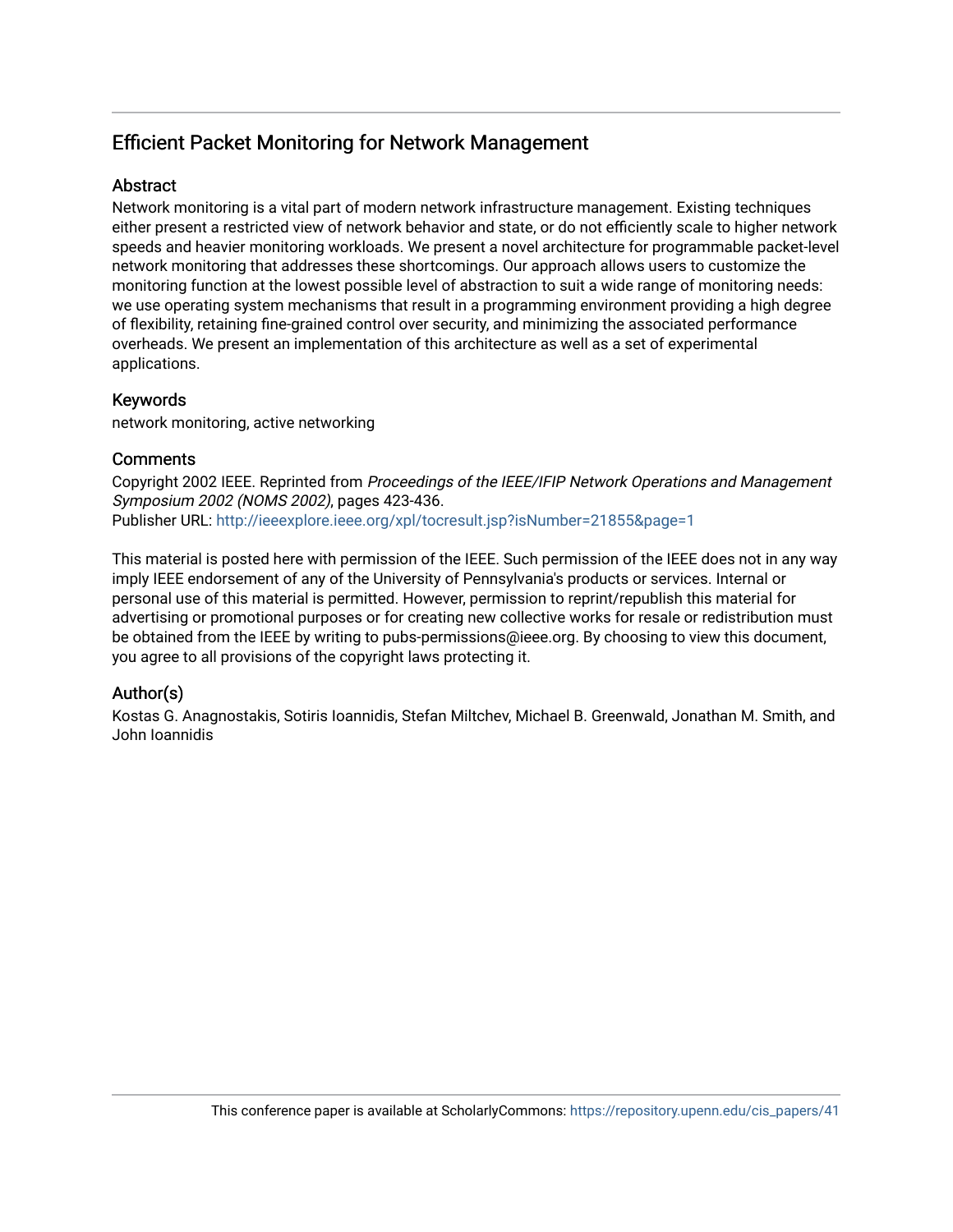# Efficient Packet Monitoring for Network Management

## Abstract

Network monitoring is a vital part of modern network infrastructure management. Existing techniques either present a restricted view of network behavior and state, or do not efficiently scale to higher network speeds and heavier monitoring workloads. We present a novel architecture for programmable packet-level network monitoring that addresses these shortcomings. Our approach allows users to customize the monitoring function at the lowest possible level of abstraction to suit a wide range of monitoring needs: we use operating system mechanisms that result in a programming environment providing a high degree of flexibility, retaining fine-grained control over security, and minimizing the associated performance overheads. We present an implementation of this architecture as well as a set of experimental applications.

## Keywords

network monitoring, active networking

## Comments

Copyright 2002 IEEE. Reprinted from *Proceedings of the IEEE/IFIP Network Operations and Management Symposium 2002 (NOMS 2002)*, pages 423-436.
Publisher URL: http://ieeexplore.ieee.org/xpl/tocresult.jsp?isNumber=21855&page=1

This material is posted here with permission of the IEEE. Such permission of the IEEE does not in any way imply IEEE endorsement of any of the University of Pennsylvania's products or services. Internal or personal use of this material is permitted. However, permission to reprint/republish this material for advertising or promotional purposes or for creating new collective works for resale or redistribution must be obtained from the IEEE by writing to pubs-permissions@ieee.org. By choosing to view this document, you agree to all provisions of the copyright laws protecting it.

## Author(s)

Kostas G. Anagnostakis, Sotiris Ioannidis, Stefan Miltchev, Michael B. Greenwald, Jonathan M. Smith, and John Ioannidis

This conference paper is available at ScholarlyCommons: https://repository.upenn.edu/cis_papers/41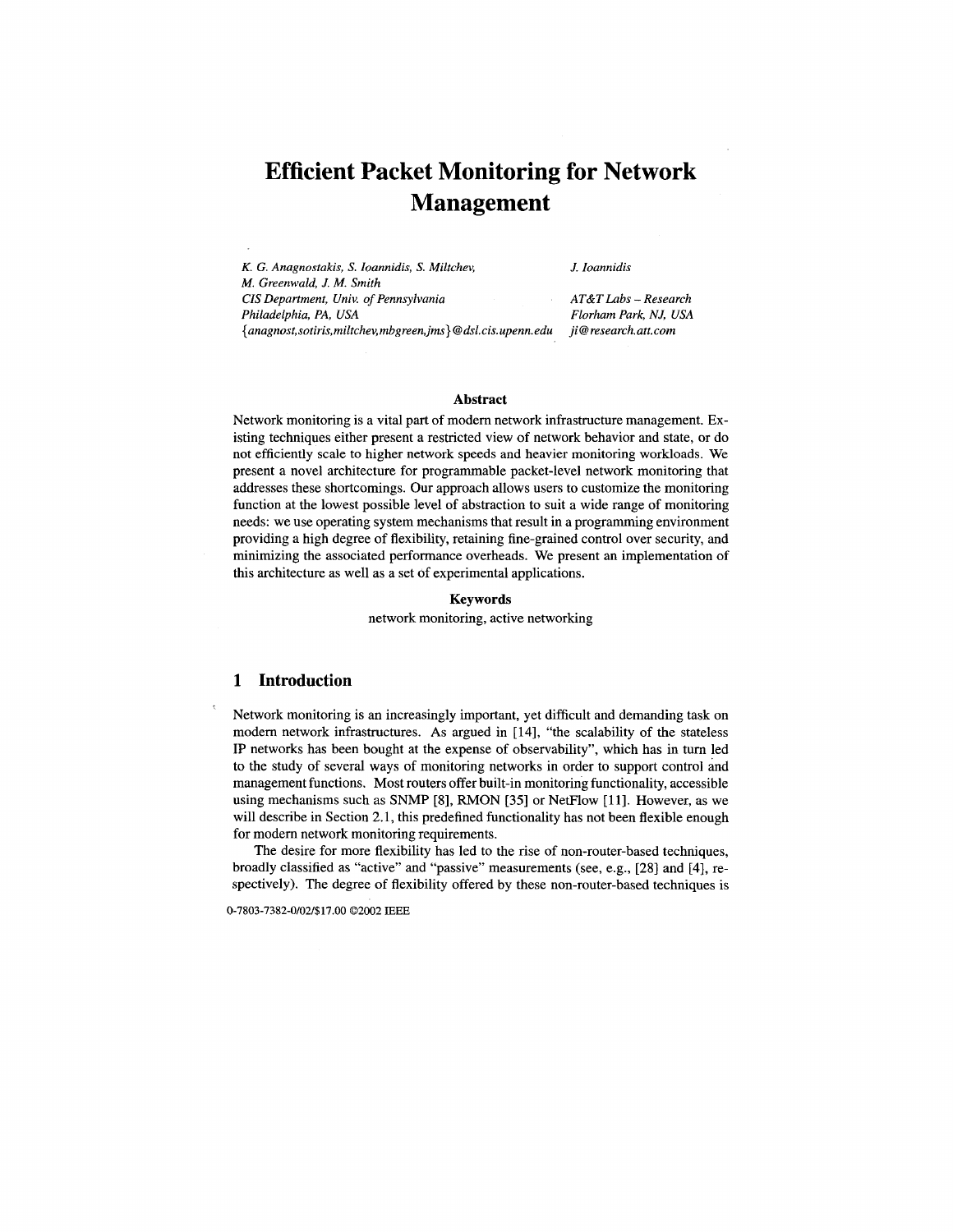# Efficient Packet Monitoring for Network Management

*K. G. Anagnostakis, S. Ioannidis, S. Miltchev, M. Greenwald, J. M. Smith*
*CIS Department, Univ. of Pennsylvania*
*Philadelphia, PA, USA*
*{anagnost,sotiris,miltchev,mbgreen,jms}@dsl.cis.upenn.edu*

*J. Ioannidis*
*AT&T Labs – Research*
*Florham Park, NJ, USA*
*ji@research.att.com*

### Abstract

Network monitoring is a vital part of modern network infrastructure management. Existing techniques either present a restricted view of network behavior and state, or do not efficiently scale to higher network speeds and heavier monitoring workloads. We present a novel architecture for programmable packet-level network monitoring that addresses these shortcomings. Our approach allows users to customize the monitoring function at the lowest possible level of abstraction to suit a wide range of monitoring needs: we use operating system mechanisms that result in a programming environment providing a high degree of flexibility, retaining fine-grained control over security, and minimizing the associated performance overheads. We present an implementation of this architecture as well as a set of experimental applications.

### Keywords

network monitoring, active networking

## 1 Introduction

Network monitoring is an increasingly important, yet difficult and demanding task on modern network infrastructures. As argued in [14], "the scalability of the stateless IP networks has been bought at the expense of observability", which has in turn led to the study of several ways of monitoring networks in order to support control and management functions. Most routers offer built-in monitoring functionality, accessible using mechanisms such as SNMP [8], RMON [35] or NetFlow [11]. However, as we will describe in Section 2.1, this predefined functionality has not been flexible enough for modern network monitoring requirements.

The desire for more flexibility has led to the rise of non-router-based techniques, broadly classified as "active" and "passive" measurements (see, e.g., [28] and [4], respectively). The degree of flexibility offered by these non-router-based techniques is

0-7803-7382-0/02/$17.00 ©2002 IEEE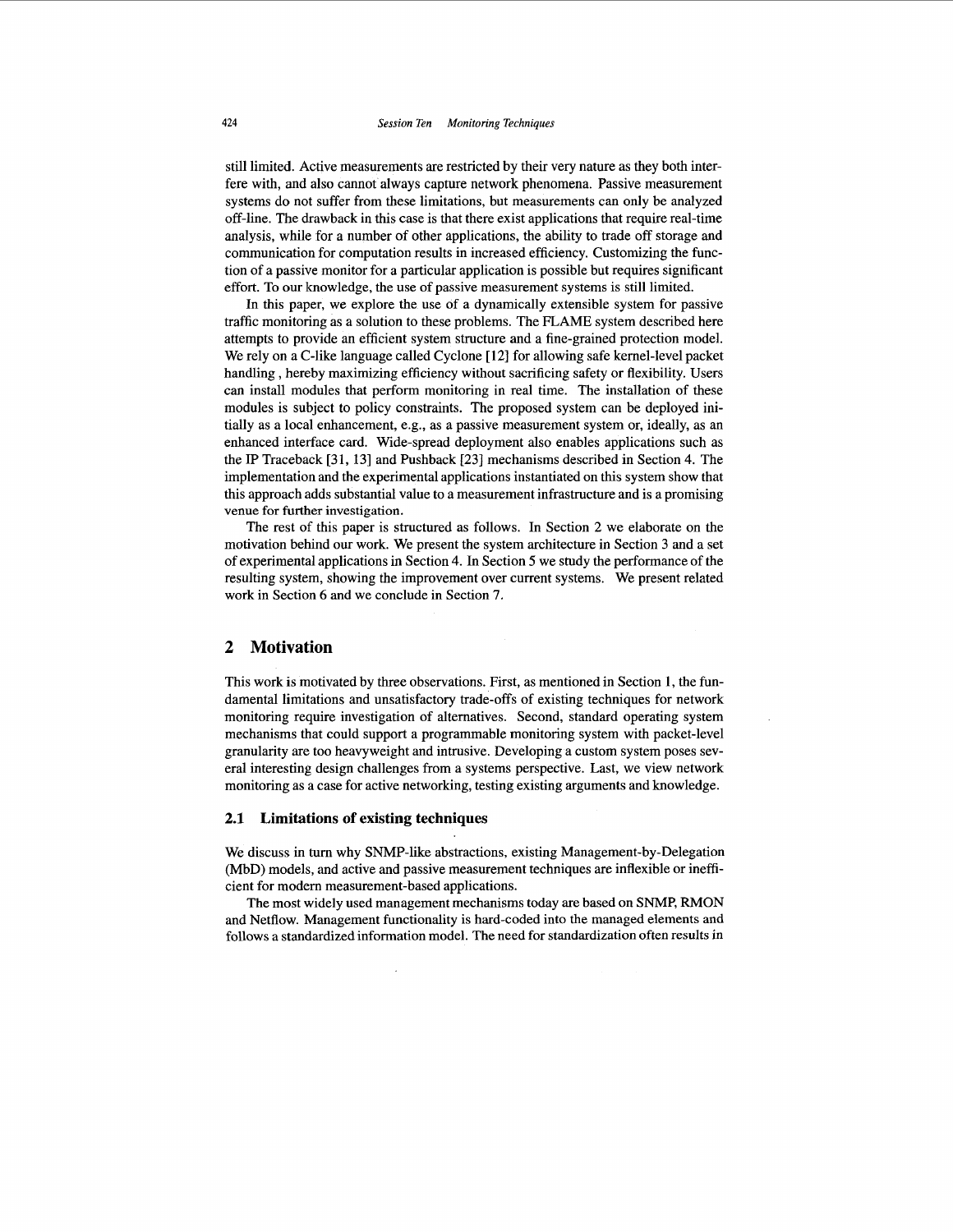still limited. Active measurements are restricted by their very nature as they both interfere with, and also cannot always capture network phenomena. Passive measurement systems do not suffer from these limitations, but measurements can only be analyzed off-line. The drawback in this case is that there exist applications that require real-time analysis, while for a number of other applications, the ability to trade off storage and communication for computation results in increased efficiency. Customizing the function of a passive monitor for a particular application is possible but requires significant effort. To our knowledge, the use of passive measurement systems is still limited.

In this paper, we explore the use of a dynamically extensible system for passive traffic monitoring as a solution to these problems. The FLAME system described here attempts to provide an efficient system structure and a fine-grained protection model. We rely on a C-like language called Cyclone [12] for allowing safe kernel-level packet handling , hereby maximizing efficiency without sacrificing safety or flexibility. Users can install modules that perform monitoring in real time. The installation of these modules is subject to policy constraints. The proposed system can be deployed initially as a local enhancement, e.g., as a passive measurement system or, ideally, as an enhanced interface card. Wide-spread deployment also enables applications such as the IP Traceback [31, 13] and Pushback [23] mechanisms described in Section 4. The implementation and the experimental applications instantiated on this system show that this approach adds substantial value to a measurement infrastructure and is a promising venue for further investigation.

The rest of this paper is structured as follows. In Section 2 we elaborate on the motivation behind our work. We present the system architecture in Section 3 and a set of experimental applications in Section 4. In Section 5 we study the performance of the resulting system, showing the improvement over current systems. We present related work in Section 6 and we conclude in Section 7.

## 2 Motivation

This work is motivated by three observations. First, as mentioned in Section 1, the fundamental limitations and unsatisfactory trade-offs of existing techniques for network monitoring require investigation of alternatives. Second, standard operating system mechanisms that could support a programmable monitoring system with packet-level granularity are too heavyweight and intrusive. Developing a custom system poses several interesting design challenges from a systems perspective. Last, we view network monitoring as a case for active networking, testing existing arguments and knowledge.

### 2.1 Limitations of existing techniques

We discuss in turn why SNMP-like abstractions, existing Management-by-Delegation (MbD) models, and active and passive measurement techniques are inflexible or inefficient for modern measurement-based applications.

The most widely used management mechanisms today are based on SNMP, RMON and Netflow. Management functionality is hard-coded into the managed elements and follows a standardized information model. The need for standardization often results in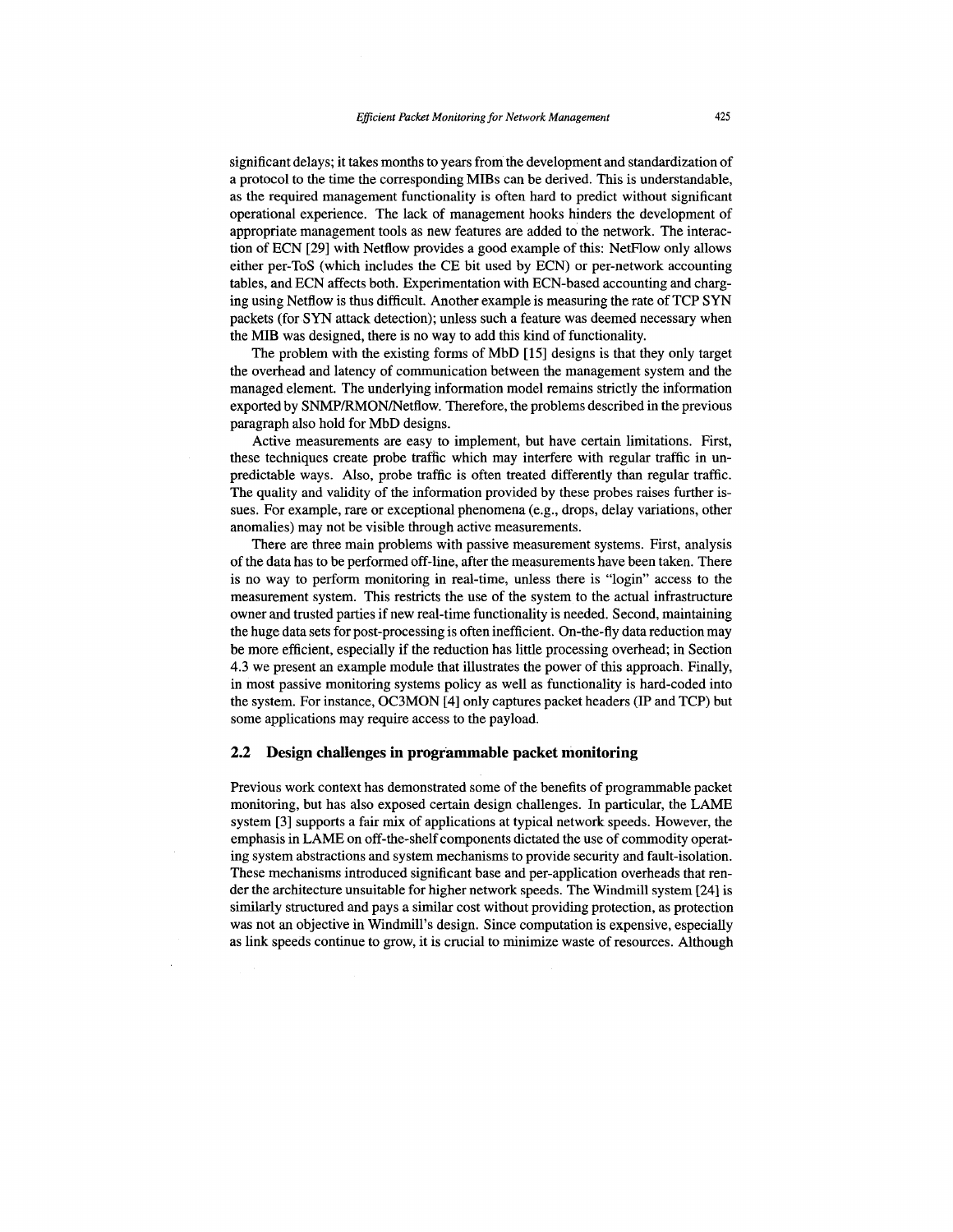significant delays; it takes months to years from the development and standardization of a protocol to the time the corresponding MIBs can be derived. This is understandable, as the required management functionality is often hard to predict without significant operational experience. The lack of management hooks hinders the development of appropriate management tools as new features are added to the network. The interaction of ECN [29] with Netflow provides a good example of this: NetFlow only allows either per-ToS (which includes the CE bit used by ECN) or per-network accounting tables, and ECN affects both. Experimentation with ECN-based accounting and charging using Netflow is thus difficult. Another example is measuring the rate of TCP SYN packets (for SYN attack detection); unless such a feature was deemed necessary when the MIB was designed, there is no way to add this kind of functionality.

The problem with the existing forms of MbD [15] designs is that they only target the overhead and latency of communication between the management system and the managed element. The underlying information model remains strictly the information exported by SNMP/RMON/Netflow. Therefore, the problems described in the previous paragraph also hold for MbD designs.

Active measurements are easy to implement, but have certain limitations. First, these techniques create probe traffic which may interfere with regular traffic in unpredictable ways. Also, probe traffic is often treated differently than regular traffic. The quality and validity of the information provided by these probes raises further issues. For example, rare or exceptional phenomena (e.g., drops, delay variations, other anomalies) may not be visible through active measurements.

There are three main problems with passive measurement systems. First, analysis of the data has to be performed off-line, after the measurements have been taken. There is no way to perform monitoring in real-time, unless there is "login" access to the measurement system. This restricts the use of the system to the actual infrastructure owner and trusted parties if new real-time functionality is needed. Second, maintaining the huge data sets for post-processing is often inefficient. On-the-fly data reduction may be more efficient, especially if the reduction has little processing overhead; in Section 4.3 we present an example module that illustrates the power of this approach. Finally, in most passive monitoring systems policy as well as functionality is hard-coded into the system. For instance, OC3MON [4] only captures packet headers (IP and TCP) but some applications may require access to the payload.

## 2.2 Design challenges in programmable packet monitoring

Previous work context has demonstrated some of the benefits of programmable packet monitoring, but has also exposed certain design challenges. In particular, the LAME system [3] supports a fair mix of applications at typical network speeds. However, the emphasis in LAME on off-the-shelf components dictated the use of commodity operating system abstractions and system mechanisms to provide security and fault-isolation. These mechanisms introduced significant base and per-application overheads that render the architecture unsuitable for higher network speeds. The Windmill system [24] is similarly structured and pays a similar cost without providing protection, as protection was not an objective in Windmill's design. Since computation is expensive, especially as link speeds continue to grow, it is crucial to minimize waste of resources. Although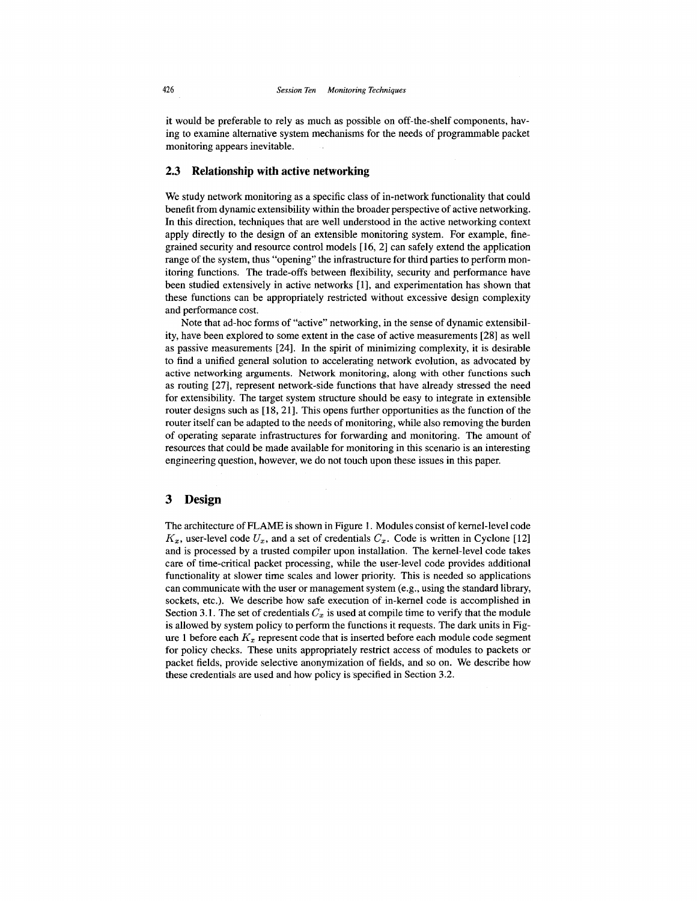it would be preferable to rely as much as possible on off-the-shelf components, having to examine alternative system mechanisms for the needs of programmable packet monitoring appears inevitable.

## 2.3 Relationship with active networking

We study network monitoring as a specific class of in-network functionality that could benefit from dynamic extensibility within the broader perspective of active networking. In this direction, techniques that are well understood in the active networking context apply directly to the design of an extensible monitoring system. For example, fine-grained security and resource control models [16, 2] can safely extend the application range of the system, thus "opening" the infrastructure for third parties to perform monitoring functions. The trade-offs between flexibility, security and performance have been studied extensively in active networks [1], and experimentation has shown that these functions can be appropriately restricted without excessive design complexity and performance cost.

Note that ad-hoc forms of "active" networking, in the sense of dynamic extensibility, have been explored to some extent in the case of active measurements [28] as well as passive measurements [24]. In the spirit of minimizing complexity, it is desirable to find a unified general solution to accelerating network evolution, as advocated by active networking arguments. Network monitoring, along with other functions such as routing [27], represent network-side functions that have already stressed the need for extensibility. The target system structure should be easy to integrate in extensible router designs such as [18, 21]. This opens further opportunities as the function of the router itself can be adapted to the needs of monitoring, while also removing the burden of operating separate infrastructures for forwarding and monitoring. The amount of resources that could be made available for monitoring in this scenario is an interesting engineering question, however, we do not touch upon these issues in this paper.

# 3 Design

The architecture of FLAME is shown in Figure 1. Modules consist of kernel-level code $K_x$, user-level code $U_x$, and a set of credentials $C_x$. Code is written in Cyclone [12] and is processed by a trusted compiler upon installation. The kernel-level code takes care of time-critical packet processing, while the user-level code provides additional functionality at slower time scales and lower priority. This is needed so applications can communicate with the user or management system (e.g., using the standard library, sockets, etc.). We describe how safe execution of in-kernel code is accomplished in Section 3.1. The set of credentials $C_x$ is used at compile time to verify that the module is allowed by system policy to perform the functions it requests. The dark units in Figure 1 before each $K_x$ represent code that is inserted before each module code segment for policy checks. These units appropriately restrict access of modules to packets or packet fields, provide selective anonymization of fields, and so on. We describe how these credentials are used and how policy is specified in Section 3.2.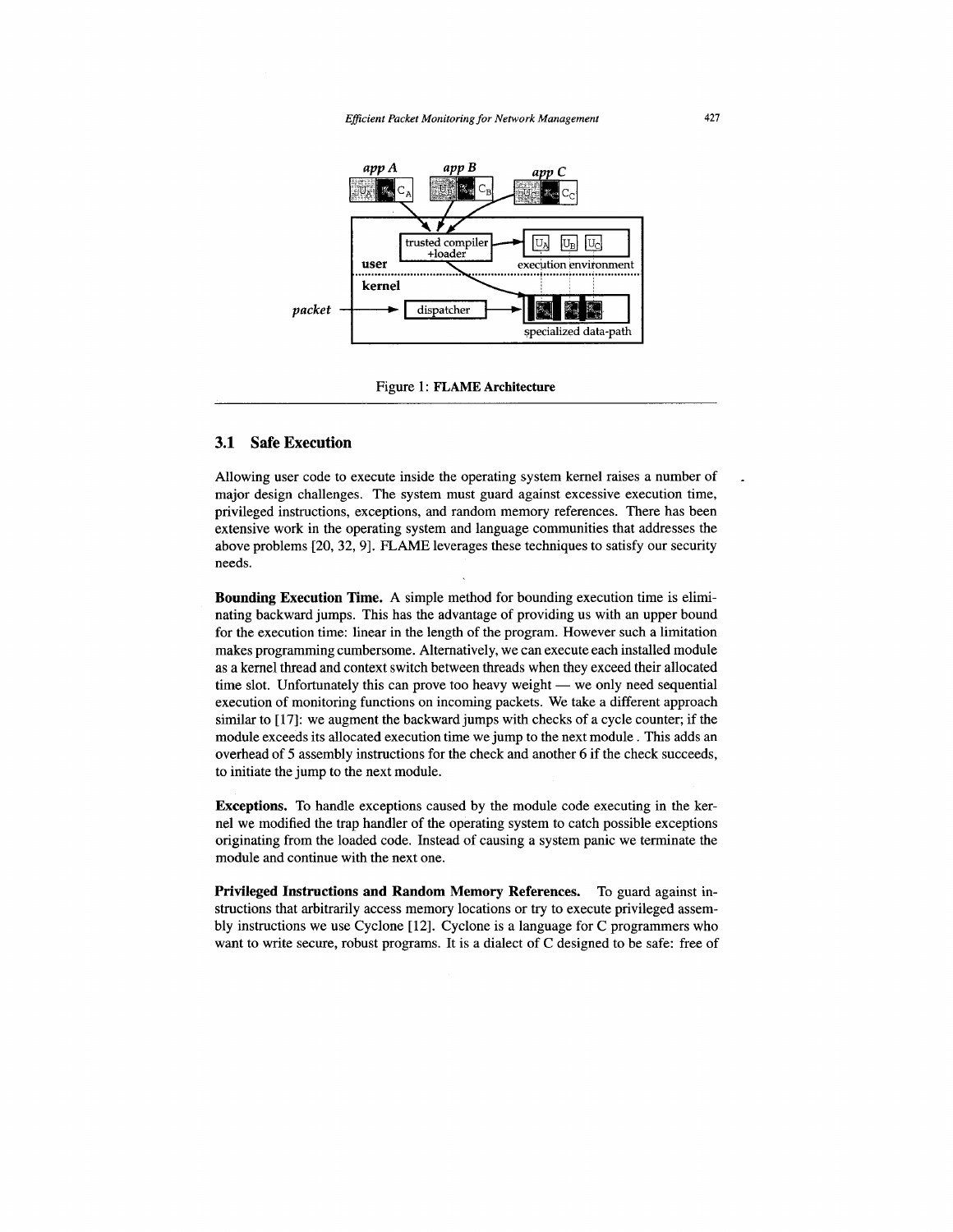Figure 1: **FLAME Architecture**

## 3.1 Safe Execution

Allowing user code to execute inside the operating system kernel raises a number of major design challenges. The system must guard against excessive execution time, privileged instructions, exceptions, and random memory references. There has been extensive work in the operating system and language communities that addresses the above problems [20, 32, 9]. FLAME leverages these techniques to satisfy our security needs.

**Bounding Execution Time.** A simple method for bounding execution time is eliminating backward jumps. This has the advantage of providing us with an upper bound for the execution time: linear in the length of the program. However such a limitation makes programming cumbersome. Alternatively, we can execute each installed module as a kernel thread and context switch between threads when they exceed their allocated time slot. Unfortunately this can prove too heavy weight — we only need sequential execution of monitoring functions on incoming packets. We take a different approach similar to [17]: we augment the backward jumps with checks of a cycle counter; if the module exceeds its allocated execution time we jump to the next module . This adds an overhead of 5 assembly instructions for the check and another 6 if the check succeeds, to initiate the jump to the next module.

**Exceptions.** To handle exceptions caused by the module code executing in the kernel we modified the trap handler of the operating system to catch possible exceptions originating from the loaded code. Instead of causing a system panic we terminate the module and continue with the next one.

**Privileged Instructions and Random Memory References.** To guard against instructions that arbitrarily access memory locations or try to execute privileged assembly instructions we use Cyclone [12]. Cyclone is a language for C programmers who want to write secure, robust programs. It is a dialect of C designed to be safe: free of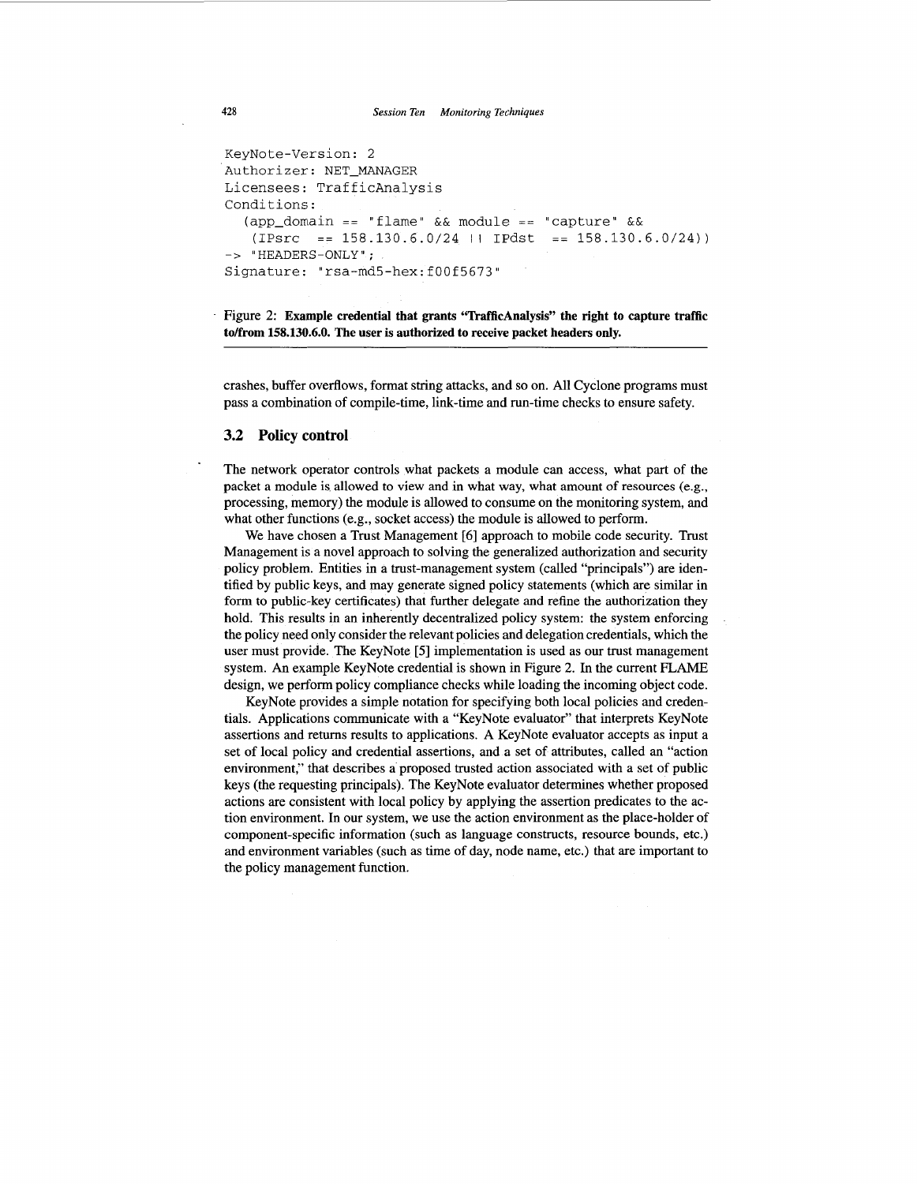```
KeyNote-Version: 2
Authorizer: NET_MANAGER
Licensees: TrafficAnalysis
Conditions:
  (app_domain == "flame" && module == "capture" &&
   (IPsrc  == 158.130.6.0/24 || IPdst  == 158.130.6.0/24))
-> "HEADERS-ONLY";
Signature: "rsa-md5-hex:f00f5673"
```

Figure 2: **Example credential that grants "TrafficAnalysis" the right to capture traffic to/from 158.130.6.0. The user is authorized to receive packet headers only.**

crashes, buffer overflows, format string attacks, and so on. All Cyclone programs must pass a combination of compile-time, link-time and run-time checks to ensure safety.

### 3.2 Policy control

The network operator controls what packets a module can access, what part of the packet a module is allowed to view and in what way, what amount of resources (e.g., processing, memory) the module is allowed to consume on the monitoring system, and what other functions (e.g., socket access) the module is allowed to perform.

We have chosen a Trust Management [6] approach to mobile code security. Trust Management is a novel approach to solving the generalized authorization and security policy problem. Entities in a trust-management system (called "principals") are identified by public keys, and may generate signed policy statements (which are similar in form to public-key certificates) that further delegate and refine the authorization they hold. This results in an inherently decentralized policy system: the system enforcing the policy need only consider the relevant policies and delegation credentials, which the user must provide. The KeyNote [5] implementation is used as our trust management system. An example KeyNote credential is shown in Figure 2. In the current FLAME design, we perform policy compliance checks while loading the incoming object code.

KeyNote provides a simple notation for specifying both local policies and credentials. Applications communicate with a "KeyNote evaluator" that interprets KeyNote assertions and returns results to applications. A KeyNote evaluator accepts as input a set of local policy and credential assertions, and a set of attributes, called an "action environment," that describes a proposed trusted action associated with a set of public keys (the requesting principals). The KeyNote evaluator determines whether proposed actions are consistent with local policy by applying the assertion predicates to the action environment. In our system, we use the action environment as the place-holder of component-specific information (such as language constructs, resource bounds, etc.) and environment variables (such as time of day, node name, etc.) that are important to the policy management function.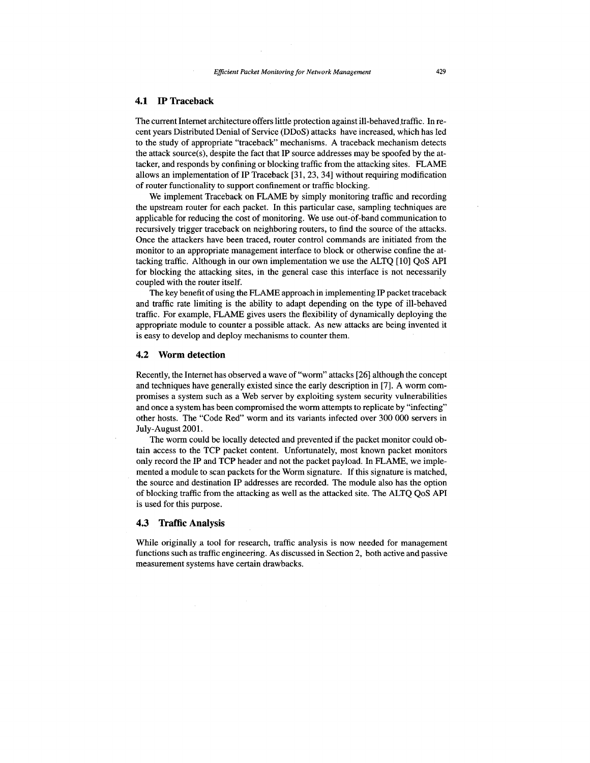## 4.1 IP Traceback

The current Internet architecture offers little protection against ill-behaved traffic. In recent years Distributed Denial of Service (DDoS) attacks have increased, which has led to the study of appropriate "traceback" mechanisms. A traceback mechanism detects the attack source(s), despite the fact that IP source addresses may be spoofed by the attacker, and responds by confining or blocking traffic from the attacking sites. FLAME allows an implementation of IP Traceback [31, 23, 34] without requiring modification of router functionality to support confinement or traffic blocking.

We implement Traceback on FLAME by simply monitoring traffic and recording the upstream router for each packet. In this particular case, sampling techniques are applicable for reducing the cost of monitoring. We use out-of-band communication to recursively trigger traceback on neighboring routers, to find the source of the attacks. Once the attackers have been traced, router control commands are initiated from the monitor to an appropriate management interface to block or otherwise confine the attacking traffic. Although in our own implementation we use the ALTQ [10] QoS API for blocking the attacking sites, in the general case this interface is not necessarily coupled with the router itself.

The key benefit of using the FLAME approach in implementing IP packet traceback and traffic rate limiting is the ability to adapt depending on the type of ill-behaved traffic. For example, FLAME gives users the flexibility of dynamically deploying the appropriate module to counter a possible attack. As new attacks are being invented it is easy to develop and deploy mechanisms to counter them.

## 4.2 Worm detection

Recently, the Internet has observed a wave of "worm" attacks [26] although the concept and techniques have generally existed since the early description in [7]. A worm compromises a system such as a Web server by exploiting system security vulnerabilities and once a system has been compromised the worm attempts to replicate by "infecting" other hosts. The "Code Red" worm and its variants infected over 300 000 servers in July-August 2001.

The worm could be locally detected and prevented if the packet monitor could obtain access to the TCP packet content. Unfortunately, most known packet monitors only record the IP and TCP header and not the packet payload. In FLAME, we implemented a module to scan packets for the Worm signature. If this signature is matched, the source and destination IP addresses are recorded. The module also has the option of blocking traffic from the attacking as well as the attacked site. The ALTQ QoS API is used for this purpose.

## 4.3 Traffic Analysis

While originally a tool for research, traffic analysis is now needed for management functions such as traffic engineering. As discussed in Section 2, both active and passive measurement systems have certain drawbacks.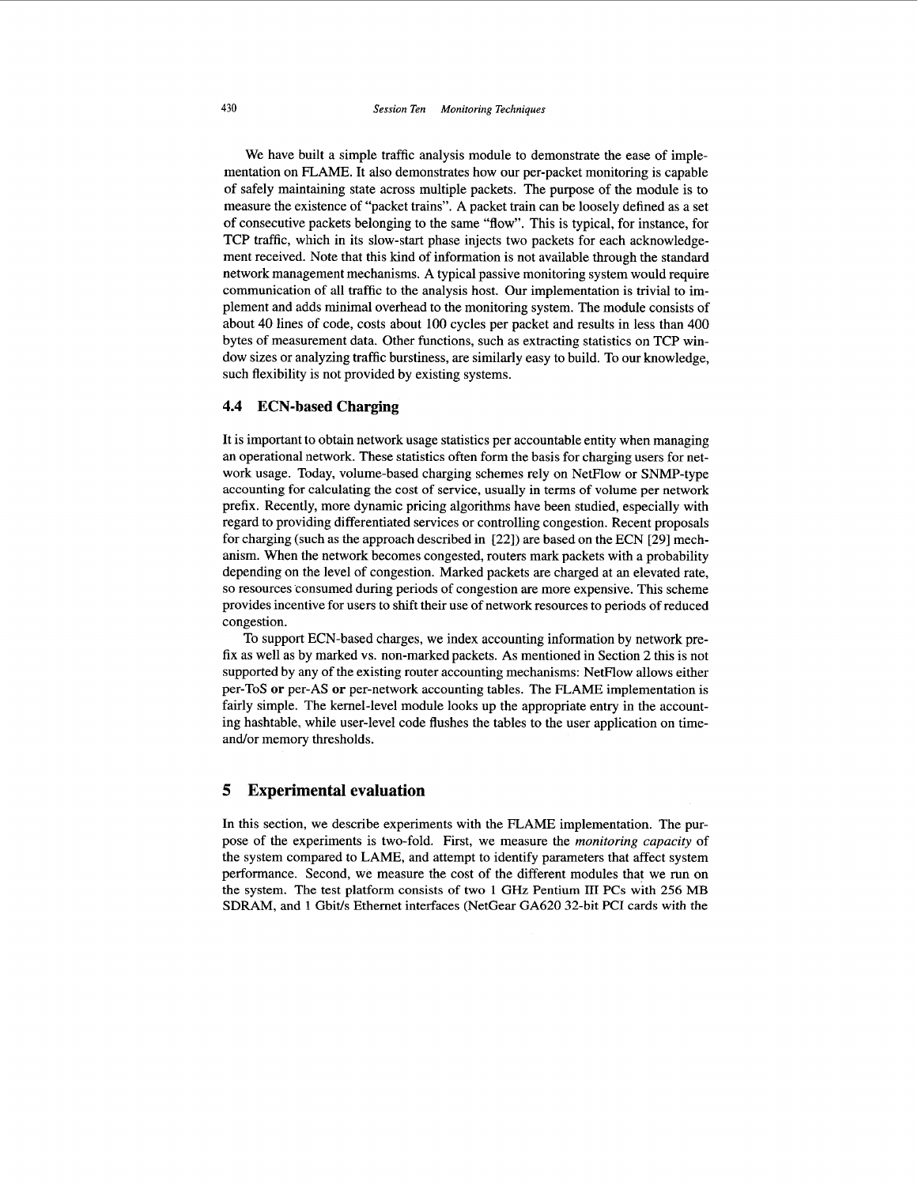We have built a simple traffic analysis module to demonstrate the ease of implementation on FLAME. It also demonstrates how our per-packet monitoring is capable of safely maintaining state across multiple packets. The purpose of the module is to measure the existence of "packet trains". A packet train can be loosely defined as a set of consecutive packets belonging to the same "flow". This is typical, for instance, for TCP traffic, which in its slow-start phase injects two packets for each acknowledgement received. Note that this kind of information is not available through the standard network management mechanisms. A typical passive monitoring system would require communication of all traffic to the analysis host. Our implementation is trivial to implement and adds minimal overhead to the monitoring system. The module consists of about 40 lines of code, costs about 100 cycles per packet and results in less than 400 bytes of measurement data. Other functions, such as extracting statistics on TCP window sizes or analyzing traffic burstiness, are similarly easy to build. To our knowledge, such flexibility is not provided by existing systems.

### 4.4 ECN-based Charging

It is important to obtain network usage statistics per accountable entity when managing an operational network. These statistics often form the basis for charging users for network usage. Today, volume-based charging schemes rely on NetFlow or SNMP-type accounting for calculating the cost of service, usually in terms of volume per network prefix. Recently, more dynamic pricing algorithms have been studied, especially with regard to providing differentiated services or controlling congestion. Recent proposals for charging (such as the approach described in [22]) are based on the ECN [29] mechanism. When the network becomes congested, routers mark packets with a probability depending on the level of congestion. Marked packets are charged at an elevated rate, so resources consumed during periods of congestion are more expensive. This scheme provides incentive for users to shift their use of network resources to periods of reduced congestion.

To support ECN-based charges, we index accounting information by network prefix as well as by marked vs. non-marked packets. As mentioned in Section 2 this is not supported by any of the existing router accounting mechanisms: NetFlow allows either per-ToS **or** per-AS **or** per-network accounting tables. The FLAME implementation is fairly simple. The kernel-level module looks up the appropriate entry in the accounting hashtable, while user-level code flushes the tables to the user application on time- and/or memory thresholds.

## 5 Experimental evaluation

In this section, we describe experiments with the FLAME implementation. The purpose of the experiments is two-fold. First, we measure the *monitoring capacity* of the system compared to LAME, and attempt to identify parameters that affect system performance. Second, we measure the cost of the different modules that we run on the system. The test platform consists of two 1 GHz Pentium III PCs with 256 MB SDRAM, and 1 Gbit/s Ethernet interfaces (NetGear GA620 32-bit PCI cards with the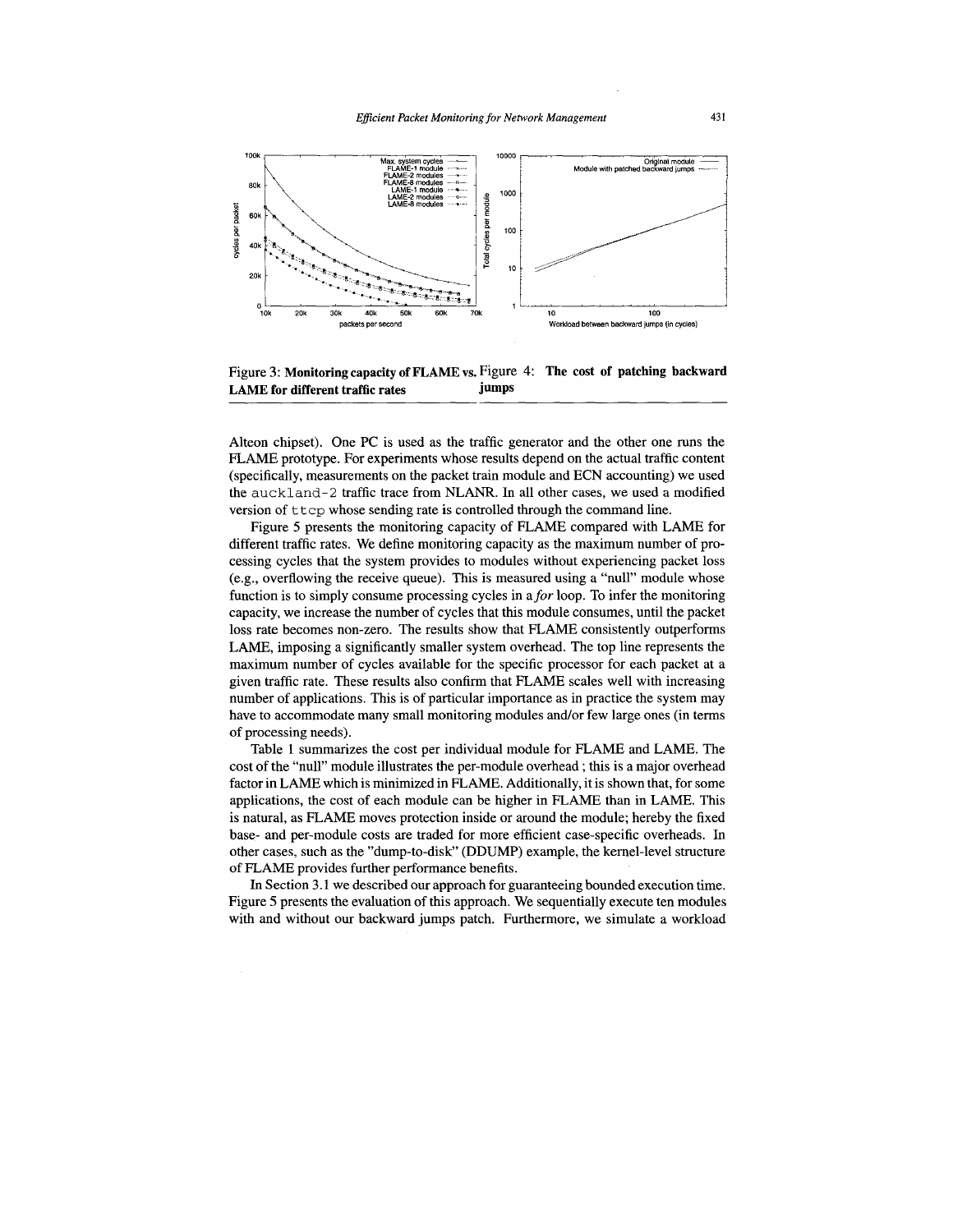Figure 3: **Monitoring capacity of FLAME vs. LAME for different traffic rates**

Figure 4: **The cost of patching backward jumps**

Alteon chipset). One PC is used as the traffic generator and the other one runs the FLAME prototype. For experiments whose results depend on the actual traffic content (specifically, measurements on the packet train module and ECN accounting) we used the `auckland-2` traffic trace from NLANR. In all other cases, we used a modified version of `ttcp` whose sending rate is controlled through the command line.

Figure 5 presents the monitoring capacity of FLAME compared with LAME for different traffic rates. We define monitoring capacity as the maximum number of processing cycles that the system provides to modules without experiencing packet loss (e.g., overflowing the receive queue). This is measured using a "null" module whose function is to simply consume processing cycles in a *for* loop. To infer the monitoring capacity, we increase the number of cycles that this module consumes, until the packet loss rate becomes non-zero. The results show that FLAME consistently outperforms LAME, imposing a significantly smaller system overhead. The top line represents the maximum number of cycles available for the specific processor for each packet at a given traffic rate. These results also confirm that FLAME scales well with increasing number of applications. This is of particular importance as in practice the system may have to accommodate many small monitoring modules and/or few large ones (in terms of processing needs).

Table 1 summarizes the cost per individual module for FLAME and LAME. The cost of the "null" module illustrates the per-module overhead ; this is a major overhead factor in LAME which is minimized in FLAME. Additionally, it is shown that, for some applications, the cost of each module can be higher in FLAME than in LAME. This is natural, as FLAME moves protection inside or around the module; hereby the fixed base- and per-module costs are traded for more efficient case-specific overheads. In other cases, such as the "dump-to-disk" (DDUMP) example, the kernel-level structure of FLAME provides further performance benefits.

In Section 3.1 we described our approach for guaranteeing bounded execution time. Figure 5 presents the evaluation of this approach. We sequentially execute ten modules with and without our backward jumps patch. Furthermore, we simulate a workload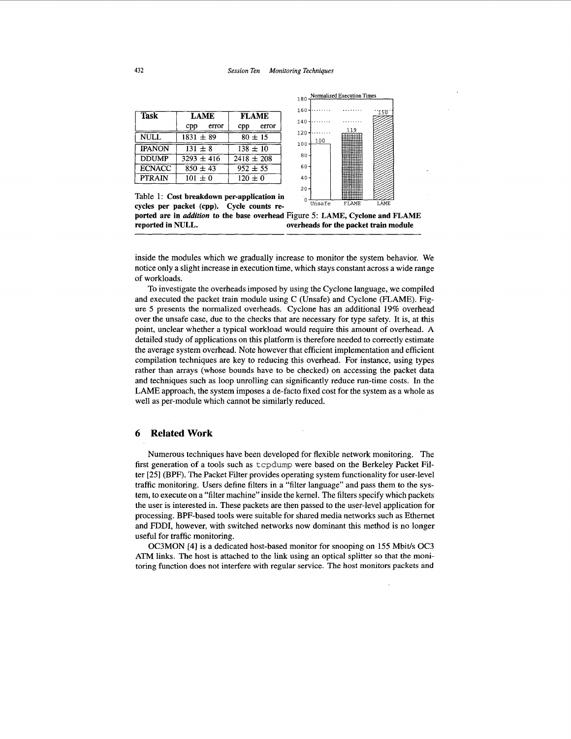| Task | LAME | | FLAME | |
|---|---|---|---|---|
| | cpp | error | cpp | error |
| NULL | 1831 ± 89 | | 80 ± 15 | |
| IPANON | 131 ± 8 | | 138 ± 10 | |
| DDUMP | 3293 ± 416 | | 2418 ± 208 | |
| ECNACC | 850 ± 43 | | 952 ± 55 | |
| PTRAIN | 101 ± 0 | | 120 ± 0 | |

**Table 1: Cost breakdown per-application in cycles per packet (cpp). Cycle counts reported are in *addition* to the base overhead reported in NULL.**

Normalized Execution Times

| | Unsafe | FLAME | LAME |
|---|---|---|---|
| Normalized Execution Time | 100 | 119 | 150 |

**Figure 5: LAME, Cyclone and FLAME overheads for the packet train module**

inside the modules which we gradually increase to monitor the system behavior. We notice only a slight increase in execution time, which stays constant across a wide range of workloads.

To investigate the overheads imposed by using the Cyclone language, we compiled and executed the packet train module using C (Unsafe) and Cyclone (FLAME). Figure 5 presents the normalized overheads. Cyclone has an additional 19% overhead over the unsafe case, due to the checks that are necessary for type safety. It is, at this point, unclear whether a typical workload would require this amount of overhead. A detailed study of applications on this platform is therefore needed to correctly estimate the average system overhead. Note however that efficient implementation and efficient compilation techniques are key to reducing this overhead. For instance, using types rather than arrays (whose bounds have to be checked) on accessing the packet data and techniques such as loop unrolling can significantly reduce run-time costs. In the LAME approach, the system imposes a de-facto fixed cost for the system as a whole as well as per-module which cannot be similarly reduced.

## 6 Related Work

Numerous techniques have been developed for flexible network monitoring. The first generation of a tools such as `tcpdump` were based on the Berkeley Packet Filter [25] (BPF). The Packet Filter provides operating system functionality for user-level traffic monitoring. Users define filters in a "filter language" and pass them to the system, to execute on a "filter machine" inside the kernel. The filters specify which packets the user is interested in. These packets are then passed to the user-level application for processing. BPF-based tools were suitable for shared media networks such as Ethernet and FDDI, however, with switched networks now dominant this method is no longer useful for traffic monitoring.

OC3MON [4] is a dedicated host-based monitor for snooping on 155 Mbit/s OC3 ATM links. The host is attached to the link using an optical splitter so that the monitoring function does not interfere with regular service. The host monitors packets and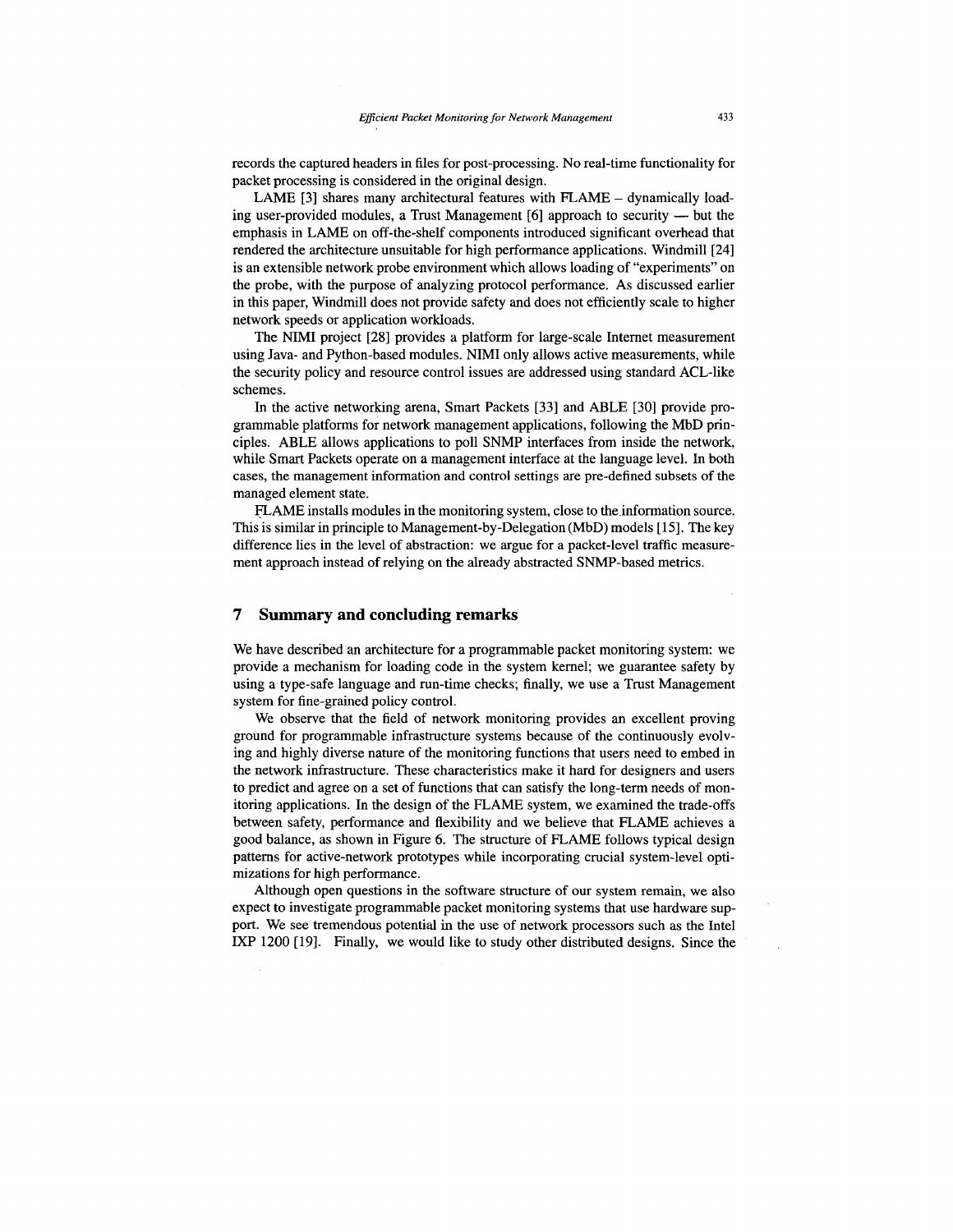records the captured headers in files for post-processing. No real-time functionality for packet processing is considered in the original design.

LAME [3] shares many architectural features with FLAME – dynamically loading user-provided modules, a Trust Management [6] approach to security — but the emphasis in LAME on off-the-shelf components introduced significant overhead that rendered the architecture unsuitable for high performance applications. Windmill [24] is an extensible network probe environment which allows loading of "experiments" on the probe, with the purpose of analyzing protocol performance. As discussed earlier in this paper, Windmill does not provide safety and does not efficiently scale to higher network speeds or application workloads.

The NIMI project [28] provides a platform for large-scale Internet measurement using Java- and Python-based modules. NIMI only allows active measurements, while the security policy and resource control issues are addressed using standard ACL-like schemes.

In the active networking arena, Smart Packets [33] and ABLE [30] provide programmable platforms for network management applications, following the MbD principles. ABLE allows applications to poll SNMP interfaces from inside the network, while Smart Packets operate on a management interface at the language level. In both cases, the management information and control settings are pre-defined subsets of the managed element state.

FLAME installs modules in the monitoring system, close to the information source. This is similar in principle to Management-by-Delegation (MbD) models [15]. The key difference lies in the level of abstraction: we argue for a packet-level traffic measurement approach instead of relying on the already abstracted SNMP-based metrics.

## 7 Summary and concluding remarks

We have described an architecture for a programmable packet monitoring system: we provide a mechanism for loading code in the system kernel; we guarantee safety by using a type-safe language and run-time checks; finally, we use a Trust Management system for fine-grained policy control.

We observe that the field of network monitoring provides an excellent proving ground for programmable infrastructure systems because of the continuously evolving and highly diverse nature of the monitoring functions that users need to embed in the network infrastructure. These characteristics make it hard for designers and users to predict and agree on a set of functions that can satisfy the long-term needs of monitoring applications. In the design of the FLAME system, we examined the trade-offs between safety, performance and flexibility and we believe that FLAME achieves a good balance, as shown in Figure 6. The structure of FLAME follows typical design patterns for active-network prototypes while incorporating crucial system-level optimizations for high performance.

Although open questions in the software structure of our system remain, we also expect to investigate programmable packet monitoring systems that use hardware support. We see tremendous potential in the use of network processors such as the Intel IXP 1200 [19]. Finally, we would like to study other distributed designs. Since the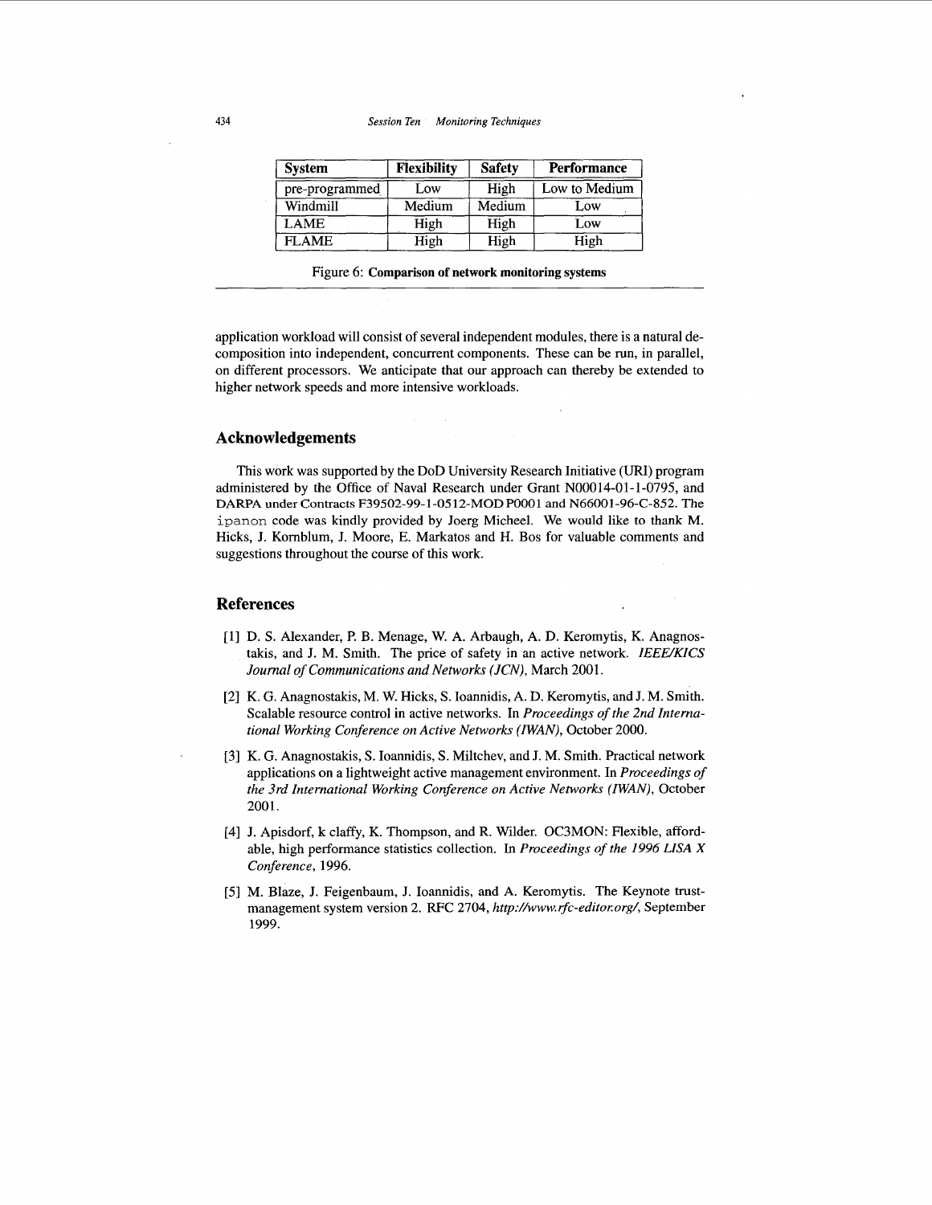| System | Flexibility | Safety | Performance |
| --- | --- | --- | --- |
| pre-programmed | Low | High | Low to Medium |
| Windmill | Medium | Medium | Low |
| LAME | High | High | Low |
| FLAME | High | High | High |

Figure 6: **Comparison of network monitoring systems**

application workload will consist of several independent modules, there is a natural decomposition into independent, concurrent components. These can be run, in parallel, on different processors. We anticipate that our approach can thereby be extended to higher network speeds and more intensive workloads.

## Acknowledgements

This work was supported by the DoD University Research Initiative (URI) program administered by the Office of Naval Research under Grant N00014-01-1-0795, and DARPA under Contracts F39502-99-1-0512-MOD P0001 and N66001-96-C-852. The `ipanon` code was kindly provided by Joerg Micheel. We would like to thank M. Hicks, J. Kornblum, J. Moore, E. Markatos and H. Bos for valuable comments and suggestions throughout the course of this work.

## References

[1] D. S. Alexander, P. B. Menage, W. A. Arbaugh, A. D. Keromytis, K. Anagnostakis, and J. M. Smith. The price of safety in an active network. *IEEE/KICS Journal of Communications and Networks (JCN)*, March 2001.

[2] K. G. Anagnostakis, M. W. Hicks, S. Ioannidis, A. D. Keromytis, and J. M. Smith. Scalable resource control in active networks. In *Proceedings of the 2nd International Working Conference on Active Networks (IWAN)*, October 2000.

[3] K. G. Anagnostakis, S. Ioannidis, S. Miltchev, and J. M. Smith. Practical network applications on a lightweight active management environment. In *Proceedings of the 3rd International Working Conference on Active Networks (IWAN)*, October 2001.

[4] J. Apisdorf, k claffy, K. Thompson, and R. Wilder. OC3MON: Flexible, affordable, high performance statistics collection. In *Proceedings of the 1996 LISA X Conference*, 1996.

[5] M. Blaze, J. Feigenbaum, J. Ioannidis, and A. Keromytis. The Keynote trust-management system version 2. RFC 2704, *http://www.rfc-editor.org/*, September 1999.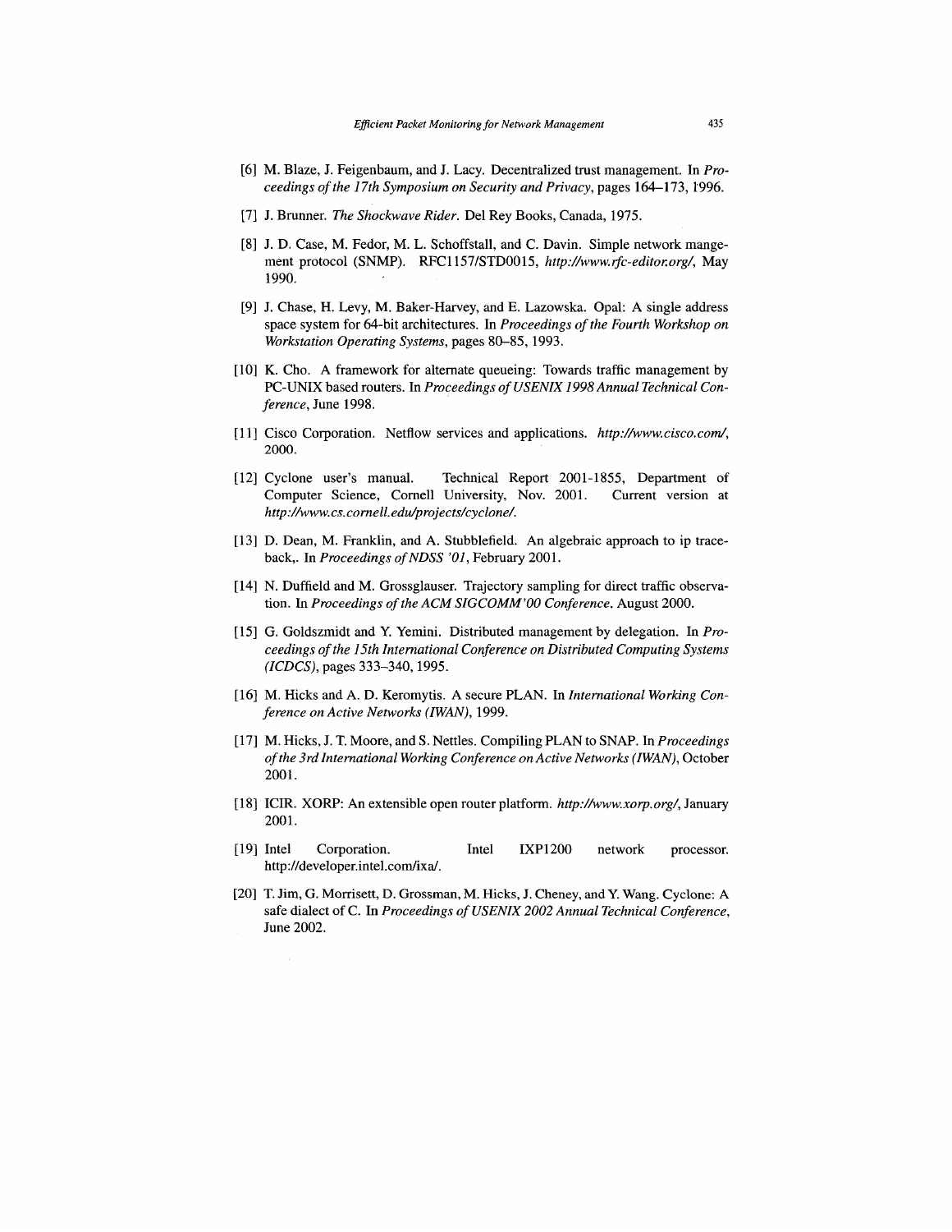[6] M. Blaze, J. Feigenbaum, and J. Lacy. Decentralized trust management. In *Proceedings of the 17th Symposium on Security and Privacy*, pages 164–173, 1996.

[7] J. Brunner. *The Shockwave Rider*. Del Rey Books, Canada, 1975.

[8] J. D. Case, M. Fedor, M. L. Schoffstall, and C. Davin. Simple network mangement protocol (SNMP). RFC1157/STD0015, *http://www.rfc-editor.org/*, May 1990.

[9] J. Chase, H. Levy, M. Baker-Harvey, and E. Lazowska. Opal: A single address space system for 64-bit architectures. In *Proceedings of the Fourth Workshop on Workstation Operating Systems*, pages 80–85, 1993.

[10] K. Cho. A framework for alternate queueing: Towards traffic management by PC-UNIX based routers. In *Proceedings of USENIX 1998 Annual Technical Conference*, June 1998.

[11] Cisco Corporation. Netflow services and applications. *http://www.cisco.com/*, 2000.

[12] Cyclone user's manual. Technical Report 2001-1855, Department of Computer Science, Cornell University, Nov. 2001. Current version at *http://www.cs.cornell.edu/projects/cyclone/*.

[13] D. Dean, M. Franklin, and A. Stubblefield. An algebraic approach to ip traceback,. In *Proceedings of NDSS '01*, February 2001.

[14] N. Duffield and M. Grossglauser. Trajectory sampling for direct traffic observation. In *Proceedings of the ACM SIGCOMM'00 Conference*. August 2000.

[15] G. Goldszmidt and Y. Yemini. Distributed management by delegation. In *Proceedings of the 15th International Conference on Distributed Computing Systems (ICDCS)*, pages 333–340, 1995.

[16] M. Hicks and A. D. Keromytis. A secure PLAN. In *International Working Conference on Active Networks (IWAN)*, 1999.

[17] M. Hicks, J. T. Moore, and S. Nettles. Compiling PLAN to SNAP. In *Proceedings of the 3rd International Working Conference on Active Networks (IWAN)*, October 2001.

[18] ICIR. XORP: An extensible open router platform. *http://www.xorp.org/*, January 2001.

[19] Intel Corporation. Intel IXP1200 network processor. http://developer.intel.com/ixa/.

[20] T. Jim, G. Morrisett, D. Grossman, M. Hicks, J. Cheney, and Y. Wang. Cyclone: A safe dialect of C. In *Proceedings of USENIX 2002 Annual Technical Conference*, June 2002.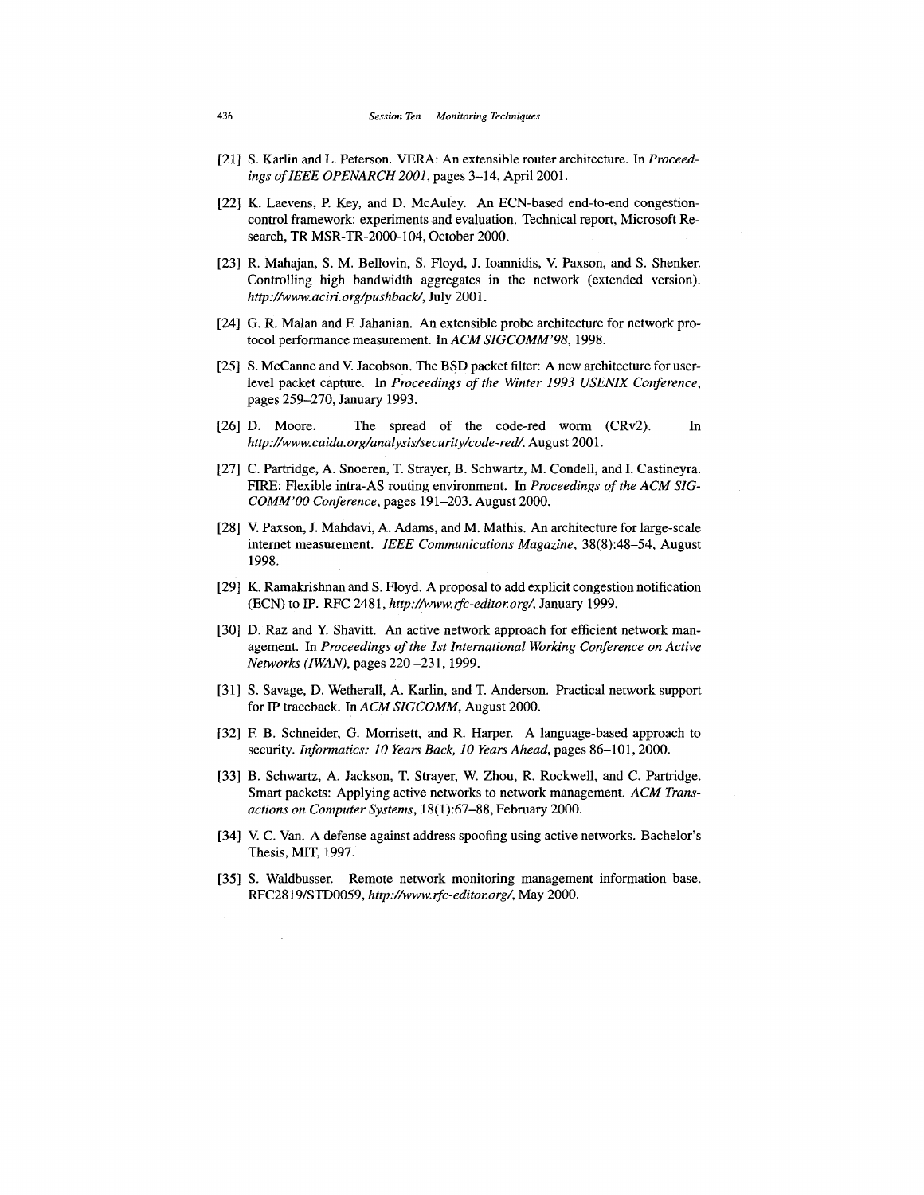[21] S. Karlin and L. Peterson. VERA: An extensible router architecture. In *Proceedings of IEEE OPENARCH 2001*, pages 3–14, April 2001.

[22] K. Laevens, P. Key, and D. McAuley. An ECN-based end-to-end congestion-control framework: experiments and evaluation. Technical report, Microsoft Research, TR MSR-TR-2000-104, October 2000.

[23] R. Mahajan, S. M. Bellovin, S. Floyd, J. Ioannidis, V. Paxson, and S. Shenker. Controlling high bandwidth aggregates in the network (extended version). *http://www.aciri.org/pushback/*, July 2001.

[24] G. R. Malan and F. Jahanian. An extensible probe architecture for network protocol performance measurement. In *ACM SIGCOMM'98*, 1998.

[25] S. McCanne and V. Jacobson. The BSD packet filter: A new architecture for user-level packet capture. In *Proceedings of the Winter 1993 USENIX Conference*, pages 259–270, January 1993.

[26] D. Moore. The spread of the code-red worm (CRv2). In *http://www.caida.org/analysis/security/code-red/*. August 2001.

[27] C. Partridge, A. Snoeren, T. Strayer, B. Schwartz, M. Condell, and I. Castineyra. FIRE: Flexible intra-AS routing environment. In *Proceedings of the ACM SIGCOMM'00 Conference*, pages 191–203. August 2000.

[28] V. Paxson, J. Mahdavi, A. Adams, and M. Mathis. An architecture for large-scale internet measurement. *IEEE Communications Magazine*, 38(8):48–54, August 1998.

[29] K. Ramakrishnan and S. Floyd. A proposal to add explicit congestion notification (ECN) to IP. RFC 2481, *http://www.rfc-editor.org/*, January 1999.

[30] D. Raz and Y. Shavitt. An active network approach for efficient network management. In *Proceedings of the 1st International Working Conference on Active Networks (IWAN)*, pages 220 –231, 1999.

[31] S. Savage, D. Wetherall, A. Karlin, and T. Anderson. Practical network support for IP traceback. In *ACM SIGCOMM*, August 2000.

[32] F. B. Schneider, G. Morrisett, and R. Harper. A language-based approach to security. *Informatics: 10 Years Back, 10 Years Ahead*, pages 86–101, 2000.

[33] B. Schwartz, A. Jackson, T. Strayer, W. Zhou, R. Rockwell, and C. Partridge. Smart packets: Applying active networks to network management. *ACM Transactions on Computer Systems*, 18(1):67–88, February 2000.

[34] V. C. Van. A defense against address spoofing using active networks. Bachelor's Thesis, MIT, 1997.

[35] S. Waldbusser. Remote network monitoring management information base. RFC2819/STD0059, *http://www.rfc-editor.org/*, May 2000.